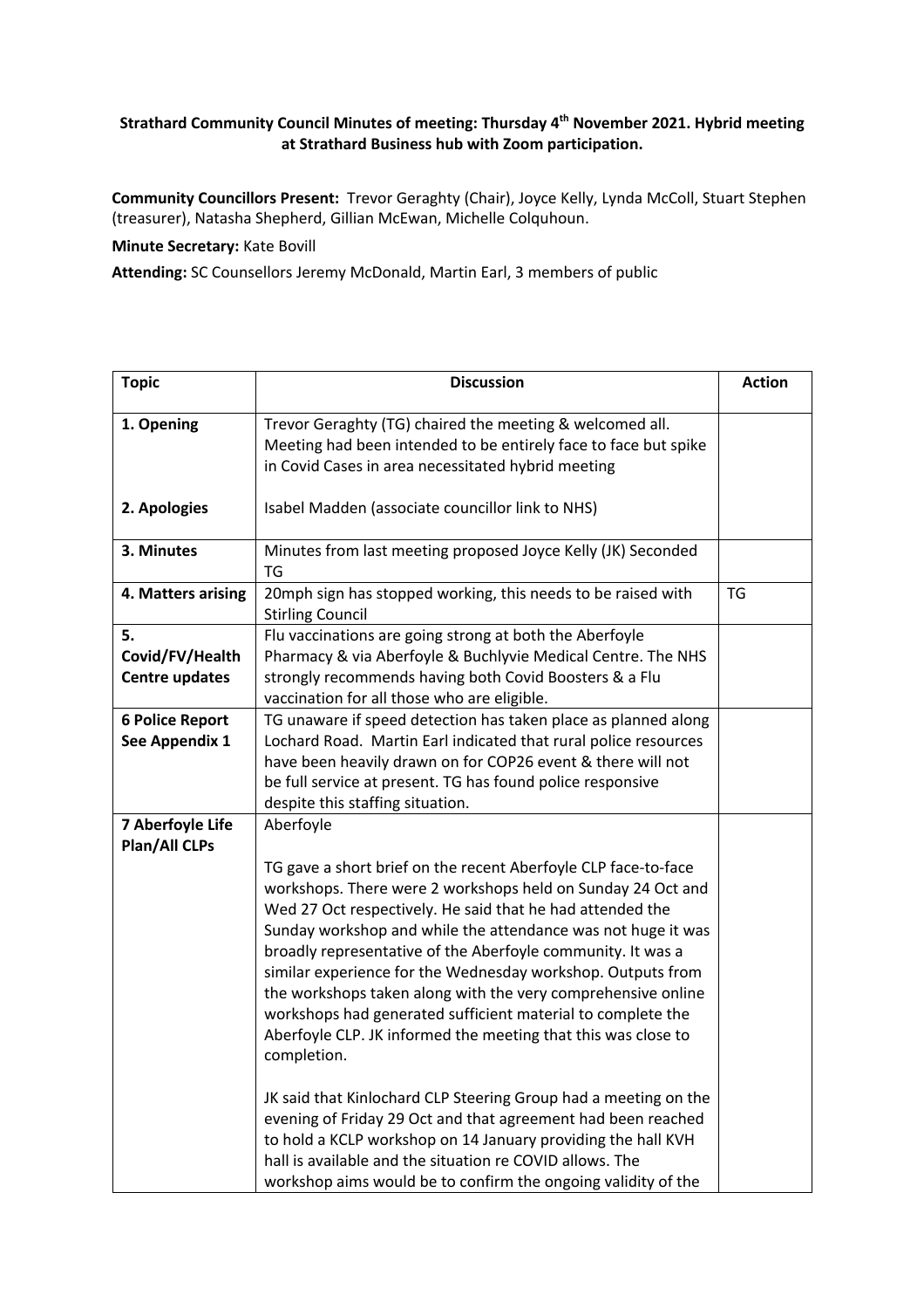**Strathard Community Council Minutes of meeting: Thursday 4th November 2021. Hybrid meeting at Strathard Business hub with Zoom participation.**

**Community Councillors Present:** Trevor Geraghty (Chair), Joyce Kelly, Lynda McColl, Stuart Stephen (treasurer), Natasha Shepherd, Gillian McEwan, Michelle Colquhoun.

**Minute Secretary:** Kate Bovill

**Attending:** SC Counsellors Jeremy McDonald, Martin Earl, 3 members of public

| Topic | Discussion | Action |
|---|---|---|
| **1. Opening**<br><br>**2. Apologies** | Trevor Geraghty (TG) chaired the meeting & welcomed all. Meeting had been intended to be entirely face to face but spike in Covid Cases in area necessitated hybrid meeting<br><br>Isabel Madden (associate councillor link to NHS) | |
| **3. Minutes** | Minutes from last meeting proposed Joyce Kelly (JK) Seconded TG | |
| **4. Matters arising** | 20mph sign has stopped working, this needs to be raised with Stirling Council | TG |
| **5. Covid/FV/Health Centre updates** | Flu vaccinations are going strong at both the Aberfoyle Pharmacy & via Aberfoyle & Buchlyvie Medical Centre. The NHS strongly recommends having both Covid Boosters & a Flu vaccination for all those who are eligible. | |
| **6 Police Report See Appendix 1** | TG unaware if speed detection has taken place as planned along Lochard Road. Martin Earl indicated that rural police resources have been heavily drawn on for COP26 event & there will not be full service at present. TG has found police responsive despite this staffing situation. | |
| **7 Aberfoyle Life Plan/All CLPs** | Aberfoyle<br><br>TG gave a short brief on the recent Aberfoyle CLP face-to-face workshops. There were 2 workshops held on Sunday 24 Oct and Wed 27 Oct respectively. He said that he had attended the Sunday workshop and while the attendance was not huge it was broadly representative of the Aberfoyle community. It was a similar experience for the Wednesday workshop. Outputs from the workshops taken along with the very comprehensive online workshops had generated sufficient material to complete the Aberfoyle CLP. JK informed the meeting that this was close to completion.<br><br>JK said that Kinlochard CLP Steering Group had a meeting on the evening of Friday 29 Oct and that agreement had been reached to hold a KCLP workshop on 14 January providing the hall KVH hall is available and the situation re COVID allows. The workshop aims would be to confirm the ongoing validity of the | |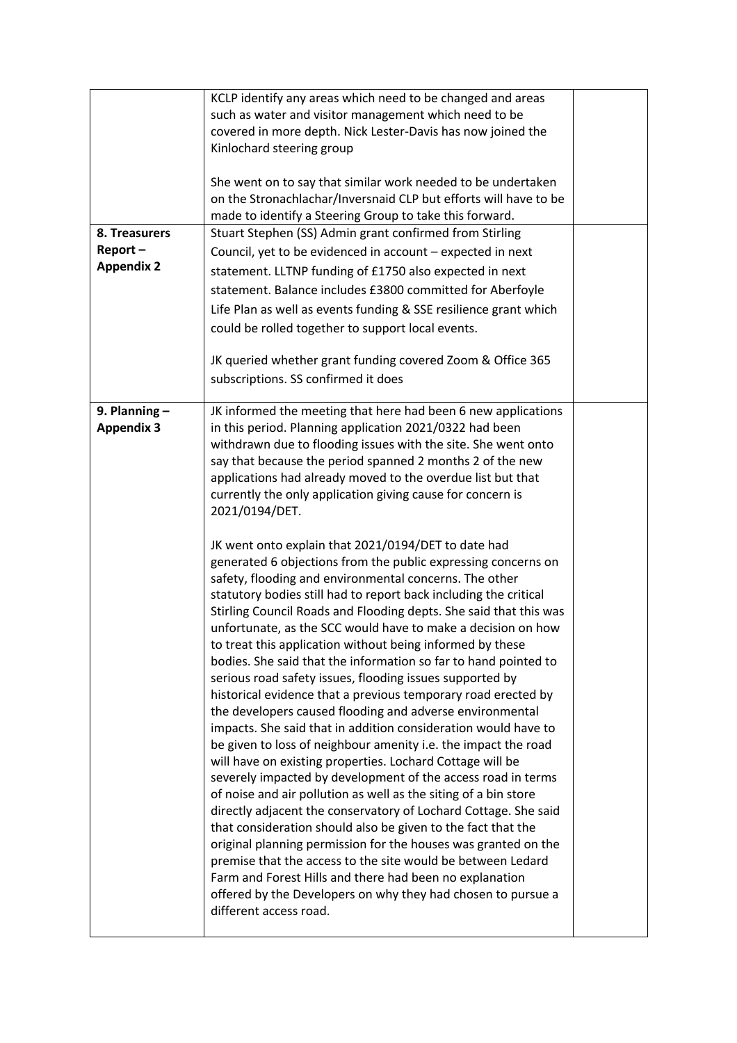| | | |
|---|---|---|
| | KCLP identify any areas which need to be changed and areas such as water and visitor management which need to be covered in more depth. Nick Lester-Davis has now joined the Kinlochard steering group<br><br>She went on to say that similar work needed to be undertaken on the Stronachlachar/Inversnaid CLP but efforts will have to be made to identify a Steering Group to take this forward. | |
| **8. Treasurers Report – Appendix 2** | Stuart Stephen (SS) Admin grant confirmed from Stirling Council, yet to be evidenced in account – expected in next statement. LLTNP funding of £1750 also expected in next statement. Balance includes £3800 committed for Aberfoyle Life Plan as well as events funding & SSE resilience grant which could be rolled together to support local events.<br><br>JK queried whether grant funding covered Zoom & Office 365 subscriptions. SS confirmed it does | |
| **9. Planning – Appendix 3** | JK informed the meeting that here had been 6 new applications in this period. Planning application 2021/0322 had been withdrawn due to flooding issues with the site. She went onto say that because the period spanned 2 months 2 of the new applications had already moved to the overdue list but that currently the only application giving cause for concern is 2021/0194/DET.<br><br>JK went onto explain that 2021/0194/DET to date had generated 6 objections from the public expressing concerns on safety, flooding and environmental concerns. The other statutory bodies still had to report back including the critical Stirling Council Roads and Flooding depts. She said that this was unfortunate, as the SCC would have to make a decision on how to treat this application without being informed by these bodies. She said that the information so far to hand pointed to serious road safety issues, flooding issues supported by historical evidence that a previous temporary road erected by the developers caused flooding and adverse environmental impacts. She said that in addition consideration would have to be given to loss of neighbour amenity i.e. the impact the road will have on existing properties. Lochard Cottage will be severely impacted by development of the access road in terms of noise and air pollution as well as the siting of a bin store directly adjacent the conservatory of Lochard Cottage. She said that consideration should also be given to the fact that the original planning permission for the houses was granted on the premise that the access to the site would be between Ledard Farm and Forest Hills and there had been no explanation offered by the Developers on why they had chosen to pursue a different access road. | |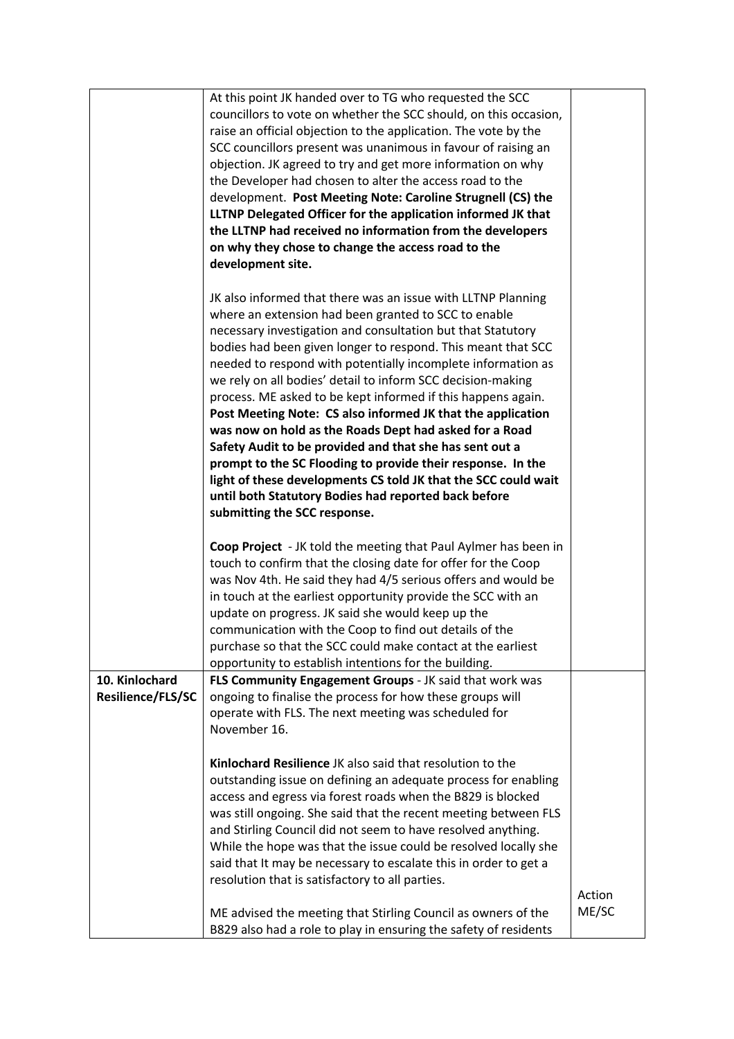| | | |
|---|---|---|
| | At this point JK handed over to TG who requested the SCC councillors to vote on whether the SCC should, on this occasion, raise an official objection to the application. The vote by the SCC councillors present was unanimous in favour of raising an objection. JK agreed to try and get more information on why the Developer had chosen to alter the access road to the development. **Post Meeting Note: Caroline Strugnell (CS) the LLTNP Delegated Officer for the application informed JK that the LLTNP had received no information from the developers on why they chose to change the access road to the development site.**<br><br>JK also informed that there was an issue with LLTNP Planning where an extension had been granted to SCC to enable necessary investigation and consultation but that Statutory bodies had been given longer to respond. This meant that SCC needed to respond with potentially incomplete information as we rely on all bodies' detail to inform SCC decision-making process. ME asked to be kept informed if this happens again. **Post Meeting Note: CS also informed JK that the application was now on hold as the Roads Dept had asked for a Road Safety Audit to be provided and that she has sent out a prompt to the SC Flooding to provide their response. In the light of these developments CS told JK that the SCC could wait until both Statutory Bodies had reported back before submitting the SCC response.**<br><br>**Coop Project** - JK told the meeting that Paul Aylmer has been in touch to confirm that the closing date for offer for the Coop was Nov 4th. He said they had 4/5 serious offers and would be in touch at the earliest opportunity provide the SCC with an update on progress. JK said she would keep up the communication with the Coop to find out details of the purchase so that the SCC could make contact at the earliest opportunity to establish intentions for the building. | |
| **10. Kinlochard Resilience/FLS/SC** | **FLS Community Engagement Groups** - JK said that work was ongoing to finalise the process for how these groups will operate with FLS. The next meeting was scheduled for November 16.<br><br>**Kinlochard Resilience** JK also said that resolution to the outstanding issue on defining an adequate process for enabling access and egress via forest roads when the B829 is blocked was still ongoing. She said that the recent meeting between FLS and Stirling Council did not seem to have resolved anything. While the hope was that the issue could be resolved locally she said that It may be necessary to escalate this in order to get a resolution that is satisfactory to all parties.<br><br>ME advised the meeting that Stirling Council as owners of the B829 also had a role to play in ensuring the safety of residents | Action ME/SC |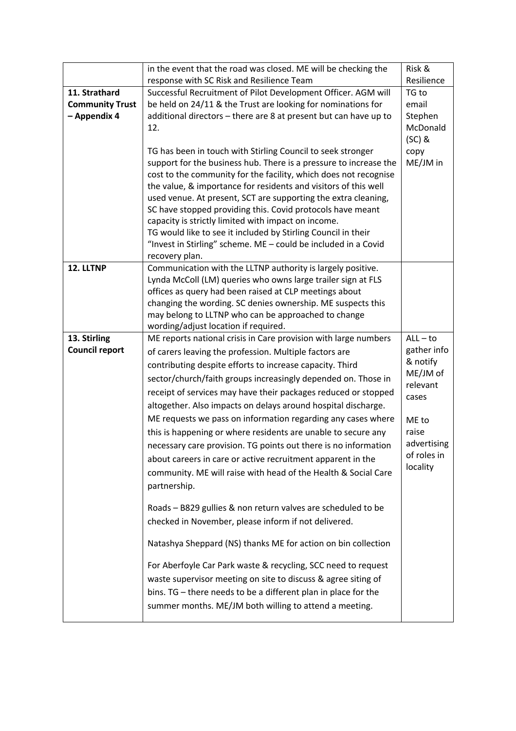| | | |
|---|---|---|
| | in the event that the road was closed. ME will be checking the response with SC Risk and Resilience Team | Risk & Resilience |
| **11. Strathard Community Trust – Appendix 4** | Successful Recruitment of Pilot Development Officer. AGM will be held on 24/11 & the Trust are looking for nominations for additional directors – there are 8 at present but can have up to 12.<br><br>TG has been in touch with Stirling Council to seek stronger support for the business hub. There is a pressure to increase the cost to the community for the facility, which does not recognise the value, & importance for residents and visitors of this well used venue. At present, SCT are supporting the extra cleaning, SC have stopped providing this. Covid protocols have meant capacity is strictly limited with impact on income.<br>TG would like to see it included by Stirling Council in their "Invest in Stirling" scheme. ME – could be included in a Covid recovery plan. | TG to email Stephen McDonald (SC) & copy ME/JM in |
| **12. LLTNP** | Communication with the LLTNP authority is largely positive. Lynda McColl (LM) queries who owns large trailer sign at FLS offices as query had been raised at CLP meetings about changing the wording. SC denies ownership. ME suspects this may belong to LLTNP who can be approached to change wording/adjust location if required. | |
| **13. Stirling Council report** | ME reports national crisis in Care provision with large numbers of carers leaving the profession. Multiple factors are contributing despite efforts to increase capacity. Third sector/church/faith groups increasingly depended on. Those in receipt of services may have their packages reduced or stopped altogether. Also impacts on delays around hospital discharge. ME requests we pass on information regarding any cases where this is happening or where residents are unable to secure any necessary care provision. TG points out there is no information about careers in care or active recruitment apparent in the community. ME will raise with head of the Health & Social Care partnership.<br><br>Roads – B829 gullies & non return valves are scheduled to be checked in November, please inform if not delivered.<br><br>Natashya Sheppard (NS) thanks ME for action on bin collection<br><br>For Aberfoyle Car Park waste & recycling, SCC need to request waste supervisor meeting on site to discuss & agree siting of bins. TG – there needs to be a different plan in place for the summer months. ME/JM both willing to attend a meeting. | ALL – to gather info & notify ME/JM of relevant cases<br><br>ME to raise advertising of roles in locality |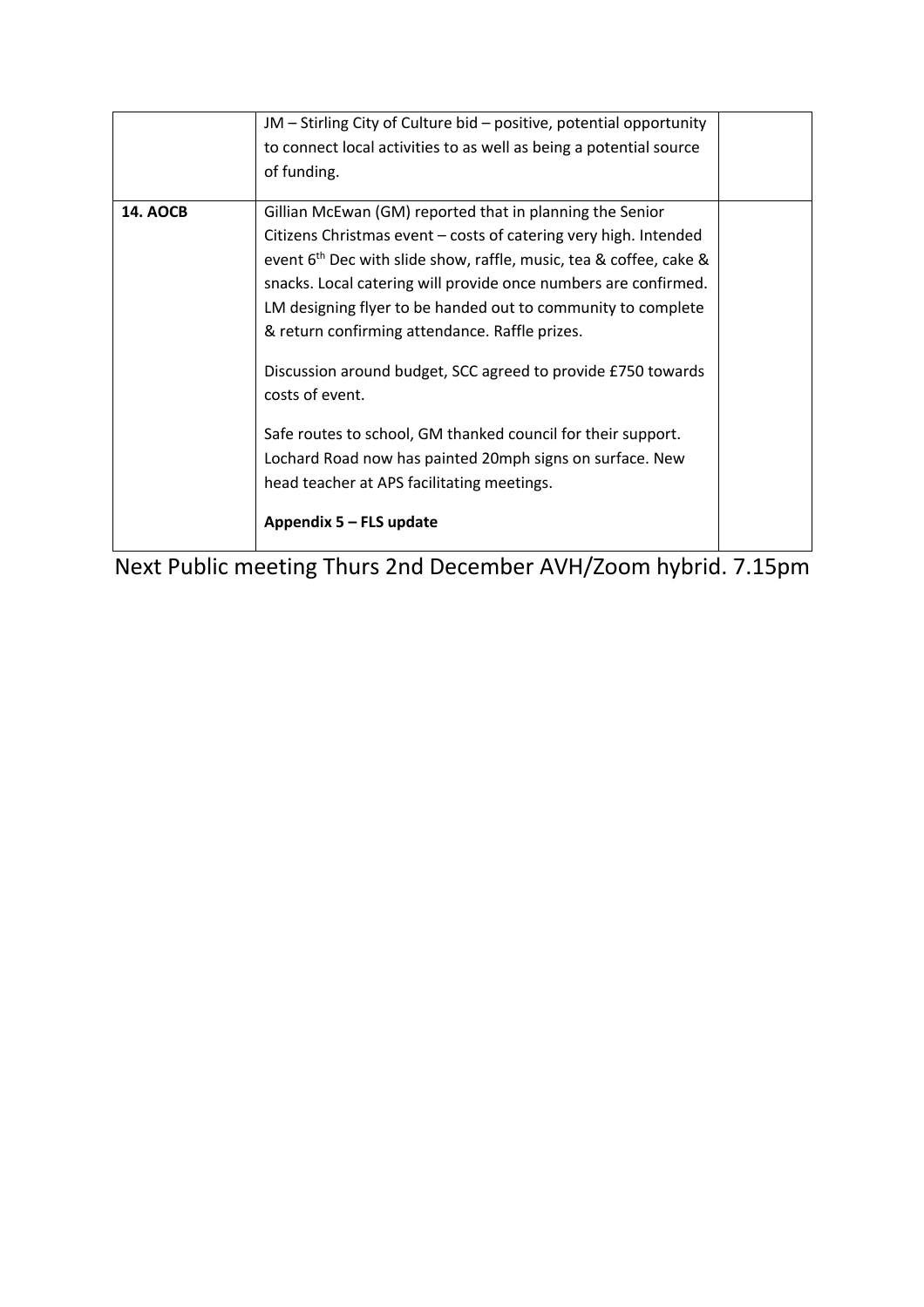| | | |
|---|---|---|
| | JM – Stirling City of Culture bid – positive, potential opportunity to connect local activities to as well as being a potential source of funding. | |
| **14. AOCB** | Gillian McEwan (GM) reported that in planning the Senior Citizens Christmas event – costs of catering very high. Intended event 6th Dec with slide show, raffle, music, tea & coffee, cake & snacks. Local catering will provide once numbers are confirmed. LM designing flyer to be handed out to community to complete & return confirming attendance. Raffle prizes.<br><br>Discussion around budget, SCC agreed to provide £750 towards costs of event.<br><br>Safe routes to school, GM thanked council for their support. Lochard Road now has painted 20mph signs on surface. New head teacher at APS facilitating meetings.<br><br>**Appendix 5 – FLS update** | |

Next Public meeting Thurs 2nd December AVH/Zoom hybrid. 7.15pm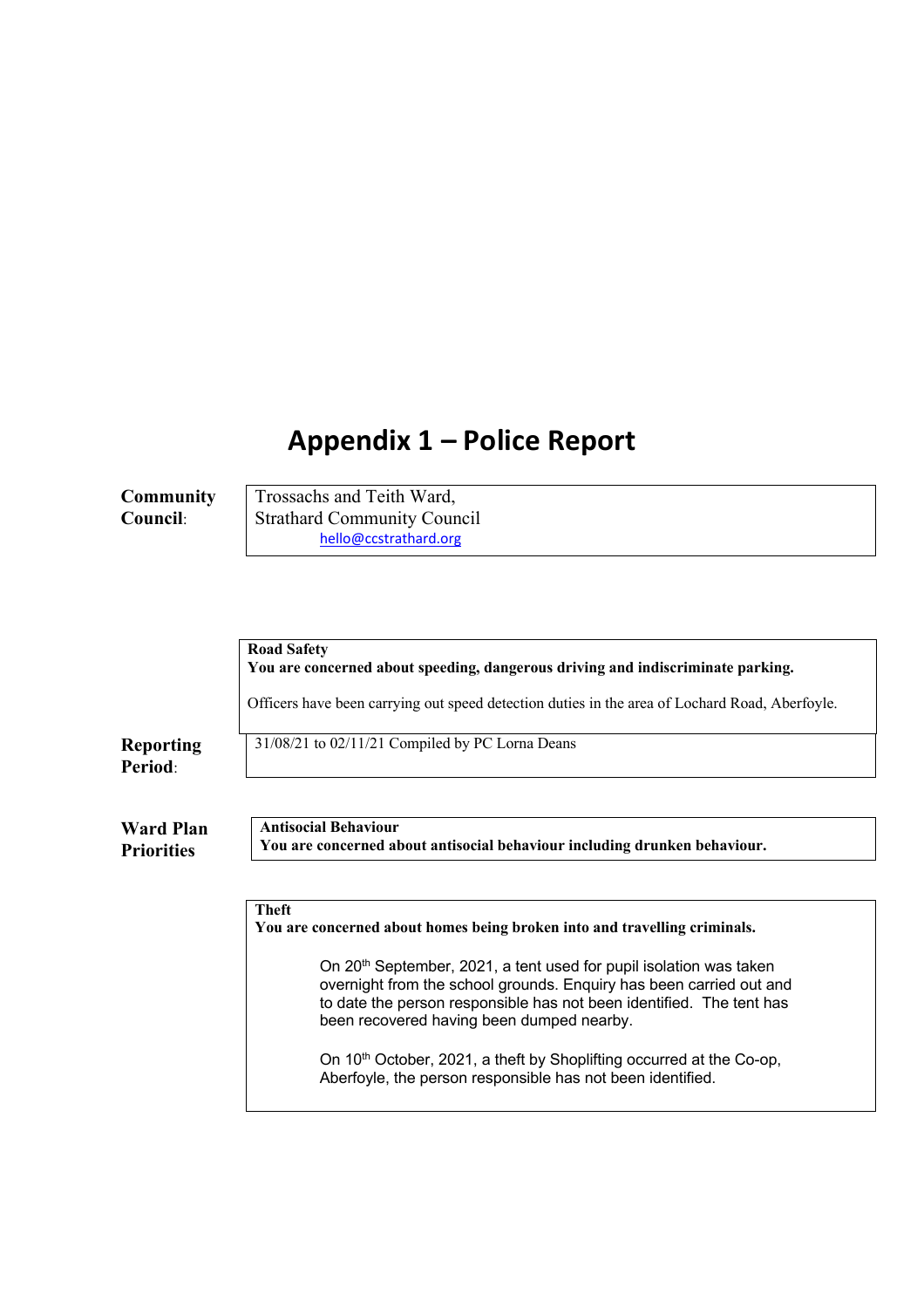# Appendix 1 – Police Report

**Community Council**:

Trossachs and Teith Ward,
Strathard Community Council
hello@ccstrathard.org

**Reporting Period**:

31/08/21 to 02/11/21 Compiled by PC Lorna Deans

**Ward Plan Priorities**

**Road Safety**
**You are concerned about speeding, dangerous driving and indiscriminate parking.**

Officers have been carrying out speed detection duties in the area of Lochard Road, Aberfoyle.

**Antisocial Behaviour**
**You are concerned about antisocial behaviour including drunken behaviour.**

**Theft**
**You are concerned about homes being broken into and travelling criminals.**

On 20th September, 2021, a tent used for pupil isolation was taken overnight from the school grounds. Enquiry has been carried out and to date the person responsible has not been identified. The tent has been recovered having been dumped nearby.

On 10th October, 2021, a theft by Shoplifting occurred at the Co-op, Aberfoyle, the person responsible has not been identified.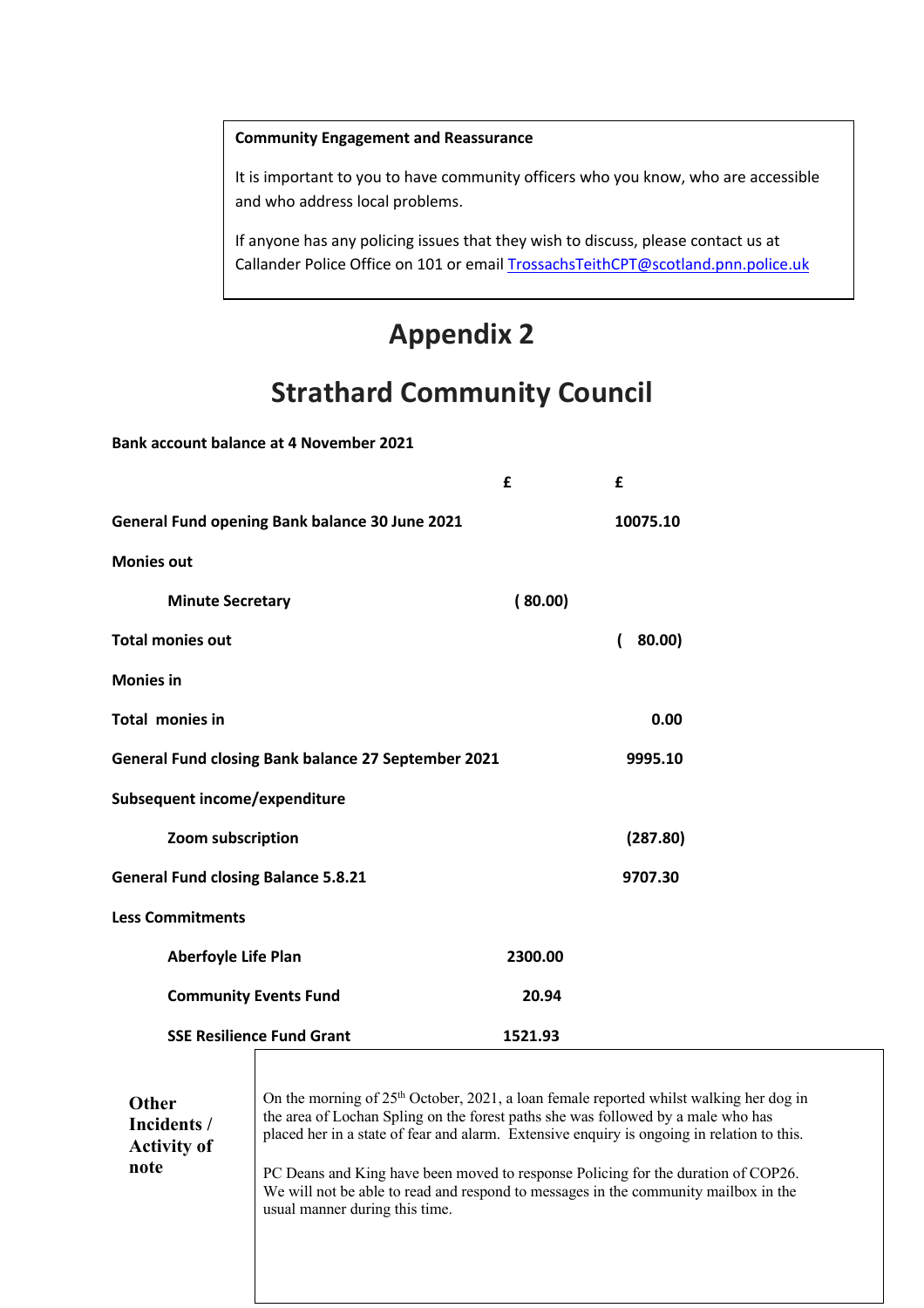**Community Engagement and Reassurance**

It is important to you to have community officers who you know, who are accessible and who address local problems.

If anyone has any policing issues that they wish to discuss, please contact us at Callander Police Office on 101 or email TrossachsTeithCPT@scotland.pnn.police.uk

# Appendix 2

# Strathard Community Council

**Bank account balance at 4 November 2021**

| | £ | £ |
|---|---|---|
| **General Fund opening Bank balance 30 June 2021** | | **10075.10** |
| **Monies out** | | |
| **Minute Secretary** | **( 80.00)** | |
| **Total monies out** | | **( 80.00)** |
| **Monies in** | | |
| **Total monies in** | | **0.00** |
| **General Fund closing Bank balance 27 September 2021** | | **9995.10** |
| **Subsequent income/expenditure** | | |
| **Zoom subscription** | | **(287.80)** |
| **General Fund closing Balance 5.8.21** | | **9707.30** |
| **Less Commitments** | | |
| **Aberfoyle Life Plan** | **2300.00** | |
| **Community Events Fund** | **20.94** | |
| **SSE Resilience Fund Grant** | **1521.93** | |

**Other Incidents / Activity of note**

On the morning of 25th October, 2021, a loan female reported whilst walking her dog in the area of Lochan Spling on the forest paths she was followed by a male who has placed her in a state of fear and alarm. Extensive enquiry is ongoing in relation to this.

PC Deans and King have been moved to response Policing for the duration of COP26. We will not be able to read and respond to messages in the community mailbox in the usual manner during this time.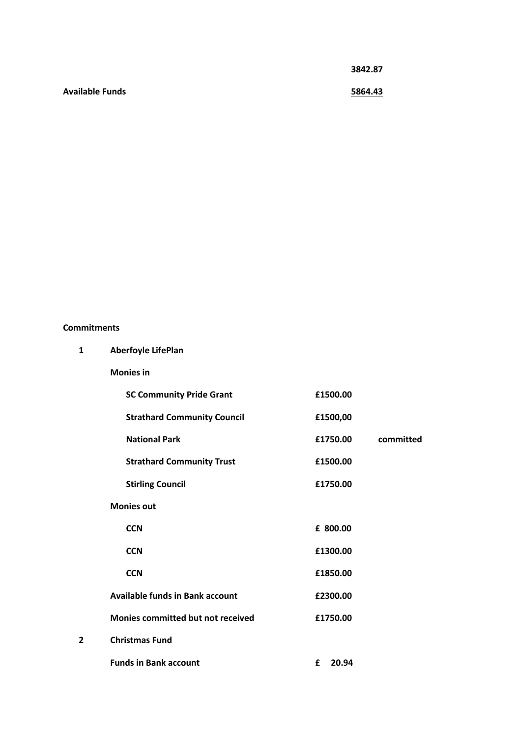| | |
|---|---|
| | 3842.87 |
| **Available Funds** | **5864.43** |

**Commitments**

| | | | |
|---|---|---|---|
| **1** | **Aberfoyle LifePlan** | | |
| | **Monies in** | | |
| | **SC Community Pride Grant** | **£1500.00** | |
| | **Strathard Community Council** | **£1500,00** | |
| | **National Park** | **£1750.00** | **committed** |
| | **Strathard Community Trust** | **£1500.00** | |
| | **Stirling Council** | **£1750.00** | |
| | **Monies out** | | |
| | **CCN** | **£ 800.00** | |
| | **CCN** | **£1300.00** | |
| | **CCN** | **£1850.00** | |
| | **Available funds in Bank account** | **£2300.00** | |
| | **Monies committed but not received** | **£1750.00** | |
| **2** | **Christmas Fund** | | |
| | **Funds in Bank account** | **£ 20.94** | |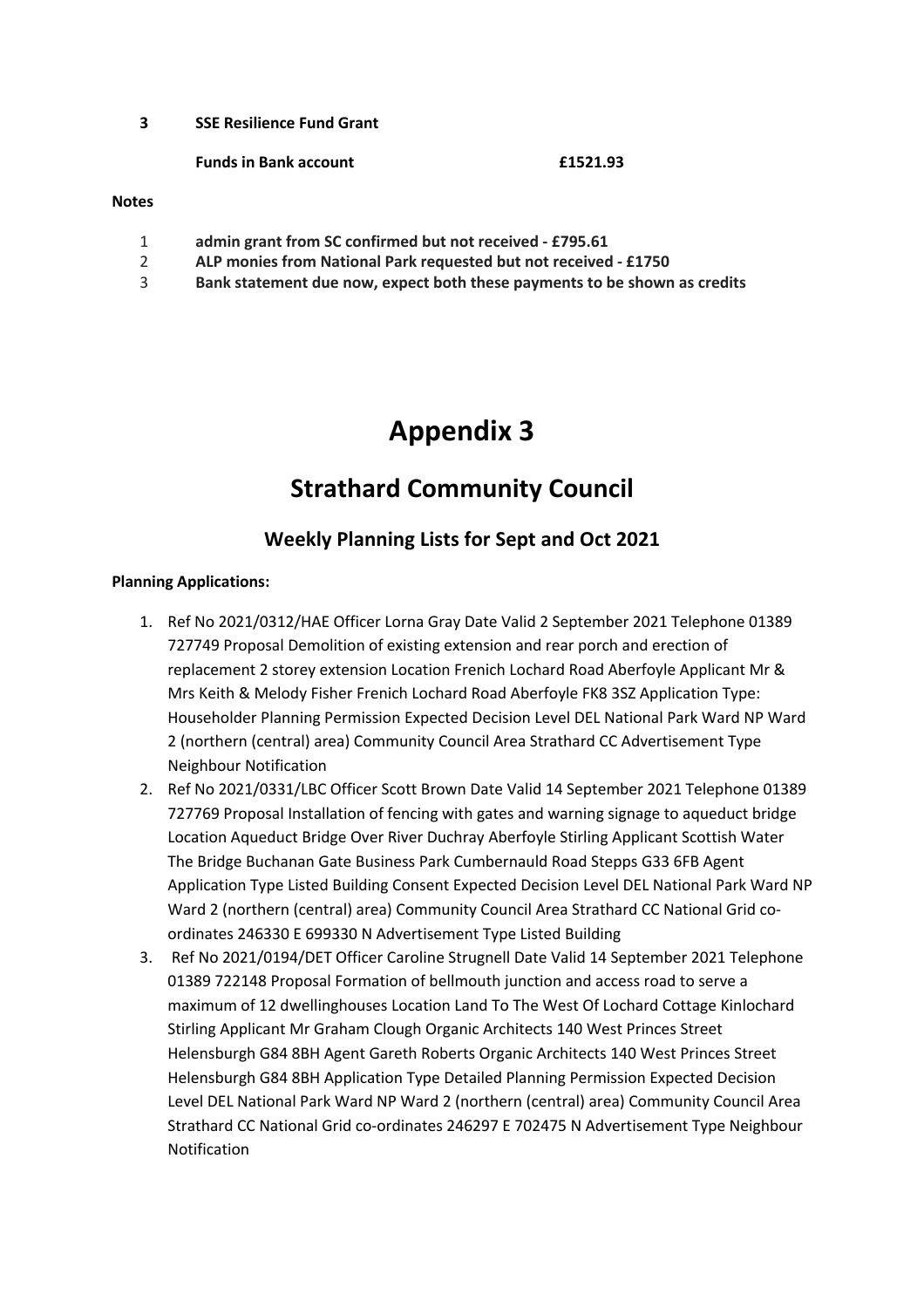**3 SSE Resilience Fund Grant**

**Funds in Bank account £1521.93**

**Notes**

1. **admin grant from SC confirmed but not received - £795.61**
2. **ALP monies from National Park requested but not received - £1750**
3. **Bank statement due now, expect both these payments to be shown as credits**

# Appendix 3

## Strathard Community Council

### Weekly Planning Lists for Sept and Oct 2021

**Planning Applications:**

1. Ref No 2021/0312/HAE Officer Lorna Gray Date Valid 2 September 2021 Telephone 01389 727749 Proposal Demolition of existing extension and rear porch and erection of replacement 2 storey extension Location Frenich Lochard Road Aberfoyle Applicant Mr & Mrs Keith & Melody Fisher Frenich Lochard Road Aberfoyle FK8 3SZ Application Type: Householder Planning Permission Expected Decision Level DEL National Park Ward NP Ward 2 (northern (central) area) Community Council Area Strathard CC Advertisement Type Neighbour Notification
2. Ref No 2021/0331/LBC Officer Scott Brown Date Valid 14 September 2021 Telephone 01389 727769 Proposal Installation of fencing with gates and warning signage to aqueduct bridge Location Aqueduct Bridge Over River Duchray Aberfoyle Stirling Applicant Scottish Water The Bridge Buchanan Gate Business Park Cumbernauld Road Stepps G33 6FB Agent Application Type Listed Building Consent Expected Decision Level DEL National Park Ward NP Ward 2 (northern (central) area) Community Council Area Strathard CC National Grid co-ordinates 246330 E 699330 N Advertisement Type Listed Building
3. Ref No 2021/0194/DET Officer Caroline Strugnell Date Valid 14 September 2021 Telephone 01389 722148 Proposal Formation of bellmouth junction and access road to serve a maximum of 12 dwellinghouses Location Land To The West Of Lochard Cottage Kinlochard Stirling Applicant Mr Graham Clough Organic Architects 140 West Princes Street Helensburgh G84 8BH Agent Gareth Roberts Organic Architects 140 West Princes Street Helensburgh G84 8BH Application Type Detailed Planning Permission Expected Decision Level DEL National Park Ward NP Ward 2 (northern (central) area) Community Council Area Strathard CC National Grid co-ordinates 246297 E 702475 N Advertisement Type Neighbour Notification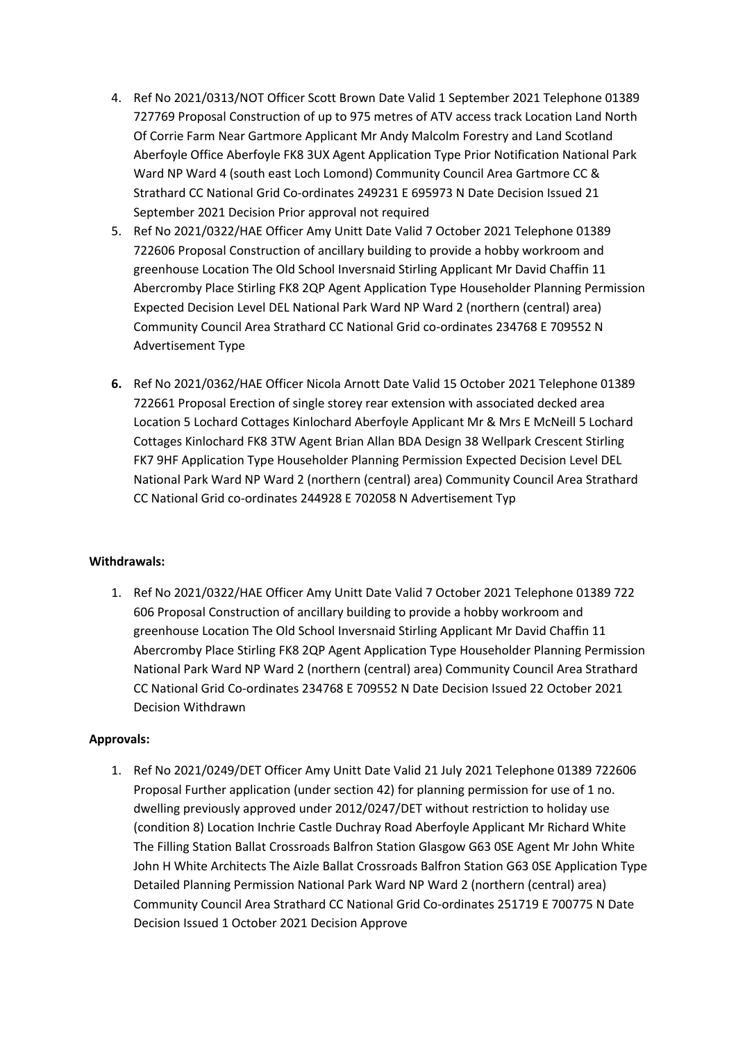4. Ref No 2021/0313/NOT Officer Scott Brown Date Valid 1 September 2021 Telephone 01389 727769 Proposal Construction of up to 975 metres of ATV access track Location Land North Of Corrie Farm Near Gartmore Applicant Mr Andy Malcolm Forestry and Land Scotland Aberfoyle Office Aberfoyle FK8 3UX Agent Application Type Prior Notification National Park Ward NP Ward 4 (south east Loch Lomond) Community Council Area Gartmore CC & Strathard CC National Grid Co-ordinates 249231 E 695973 N Date Decision Issued 21 September 2021 Decision Prior approval not required
5. Ref No 2021/0322/HAE Officer Amy Unitt Date Valid 7 October 2021 Telephone 01389 722606 Proposal Construction of ancillary building to provide a hobby workroom and greenhouse Location The Old School Inversnaid Stirling Applicant Mr David Chaffin 11 Abercromby Place Stirling FK8 2QP Agent Application Type Householder Planning Permission Expected Decision Level DEL National Park Ward NP Ward 2 (northern (central) area) Community Council Area Strathard CC National Grid co-ordinates 234768 E 709552 N Advertisement Type
6. Ref No 2021/0362/HAE Officer Nicola Arnott Date Valid 15 October 2021 Telephone 01389 722661 Proposal Erection of single storey rear extension with associated decked area Location 5 Lochard Cottages Kinlochard Aberfoyle Applicant Mr & Mrs E McNeill 5 Lochard Cottages Kinlochard FK8 3TW Agent Brian Allan BDA Design 38 Wellpark Crescent Stirling FK7 9HF Application Type Householder Planning Permission Expected Decision Level DEL National Park Ward NP Ward 2 (northern (central) area) Community Council Area Strathard CC National Grid co-ordinates 244928 E 702058 N Advertisement Typ

**Withdrawals:**

1. Ref No 2021/0322/HAE Officer Amy Unitt Date Valid 7 October 2021 Telephone 01389 722 606 Proposal Construction of ancillary building to provide a hobby workroom and greenhouse Location The Old School Inversnaid Stirling Applicant Mr David Chaffin 11 Abercromby Place Stirling FK8 2QP Agent Application Type Householder Planning Permission National Park Ward NP Ward 2 (northern (central) area) Community Council Area Strathard CC National Grid Co-ordinates 234768 E 709552 N Date Decision Issued 22 October 2021 Decision Withdrawn

**Approvals:**

1. Ref No 2021/0249/DET Officer Amy Unitt Date Valid 21 July 2021 Telephone 01389 722606 Proposal Further application (under section 42) for planning permission for use of 1 no. dwelling previously approved under 2012/0247/DET without restriction to holiday use (condition 8) Location Inchrie Castle Duchray Road Aberfoyle Applicant Mr Richard White The Filling Station Ballat Crossroads Balfron Station Glasgow G63 0SE Agent Mr John White John H White Architects The Aizle Ballat Crossroads Balfron Station G63 0SE Application Type Detailed Planning Permission National Park Ward NP Ward 2 (northern (central) area) Community Council Area Strathard CC National Grid Co-ordinates 251719 E 700775 N Date Decision Issued 1 October 2021 Decision Approve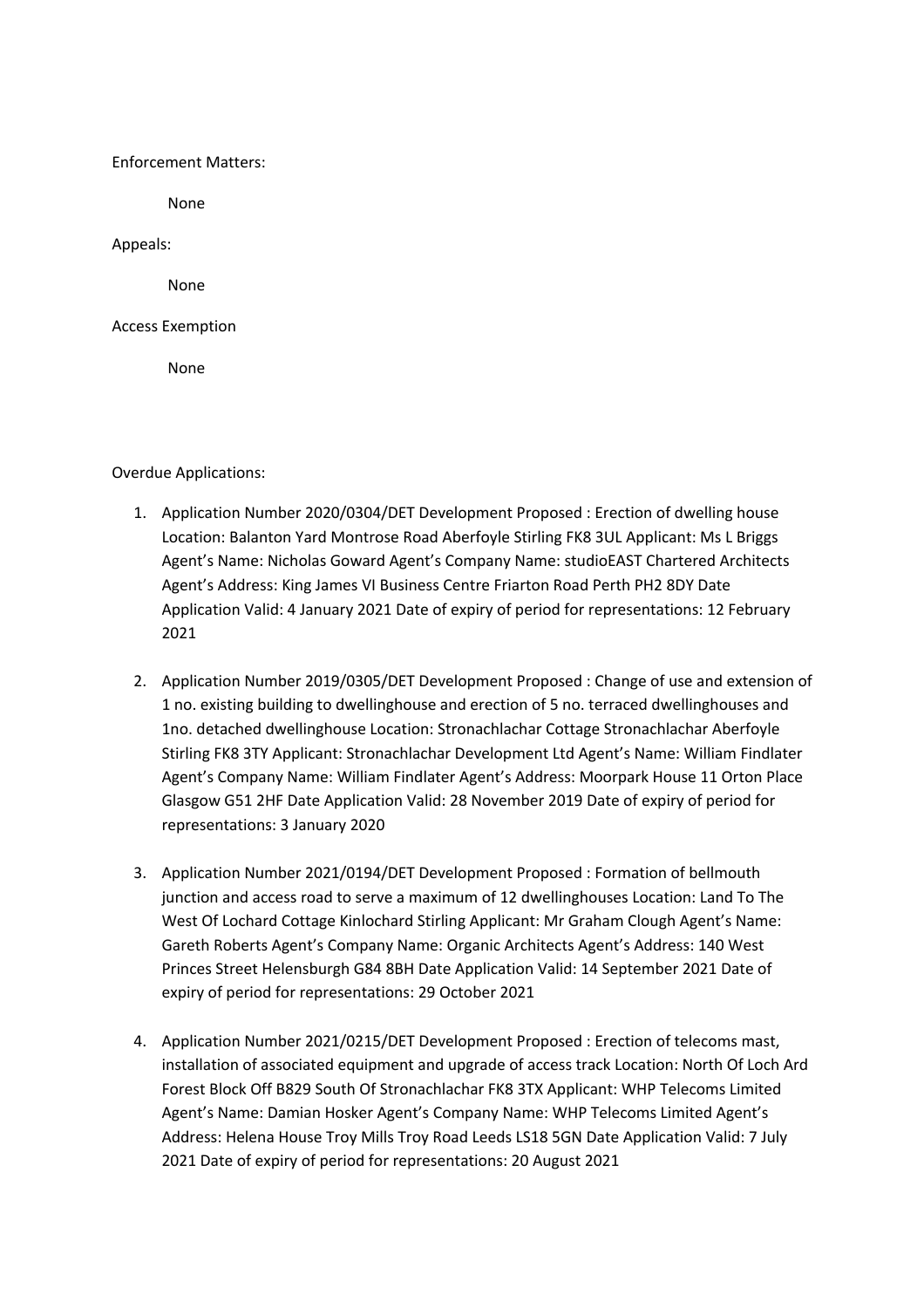Enforcement Matters:

None

Appeals:

None

Access Exemption

None

Overdue Applications:

1. Application Number 2020/0304/DET Development Proposed : Erection of dwelling house Location: Balanton Yard Montrose Road Aberfoyle Stirling FK8 3UL Applicant: Ms L Briggs Agent's Name: Nicholas Goward Agent's Company Name: studioEAST Chartered Architects Agent's Address: King James VI Business Centre Friarton Road Perth PH2 8DY Date Application Valid: 4 January 2021 Date of expiry of period for representations: 12 February 2021

2. Application Number 2019/0305/DET Development Proposed : Change of use and extension of 1 no. existing building to dwellinghouse and erection of 5 no. terraced dwellinghouses and 1no. detached dwellinghouse Location: Stronachlachar Cottage Stronachlachar Aberfoyle Stirling FK8 3TY Applicant: Stronachlachar Development Ltd Agent's Name: William Findlater Agent's Company Name: William Findlater Agent's Address: Moorpark House 11 Orton Place Glasgow G51 2HF Date Application Valid: 28 November 2019 Date of expiry of period for representations: 3 January 2020

3. Application Number 2021/0194/DET Development Proposed : Formation of bellmouth junction and access road to serve a maximum of 12 dwellinghouses Location: Land To The West Of Lochard Cottage Kinlochard Stirling Applicant: Mr Graham Clough Agent's Name: Gareth Roberts Agent's Company Name: Organic Architects Agent's Address: 140 West Princes Street Helensburgh G84 8BH Date Application Valid: 14 September 2021 Date of expiry of period for representations: 29 October 2021

4. Application Number 2021/0215/DET Development Proposed : Erection of telecoms mast, installation of associated equipment and upgrade of access track Location: North Of Loch Ard Forest Block Off B829 South Of Stronachlachar FK8 3TX Applicant: WHP Telecoms Limited Agent's Name: Damian Hosker Agent's Company Name: WHP Telecoms Limited Agent's Address: Helena House Troy Mills Troy Road Leeds LS18 5GN Date Application Valid: 7 July 2021 Date of expiry of period for representations: 20 August 2021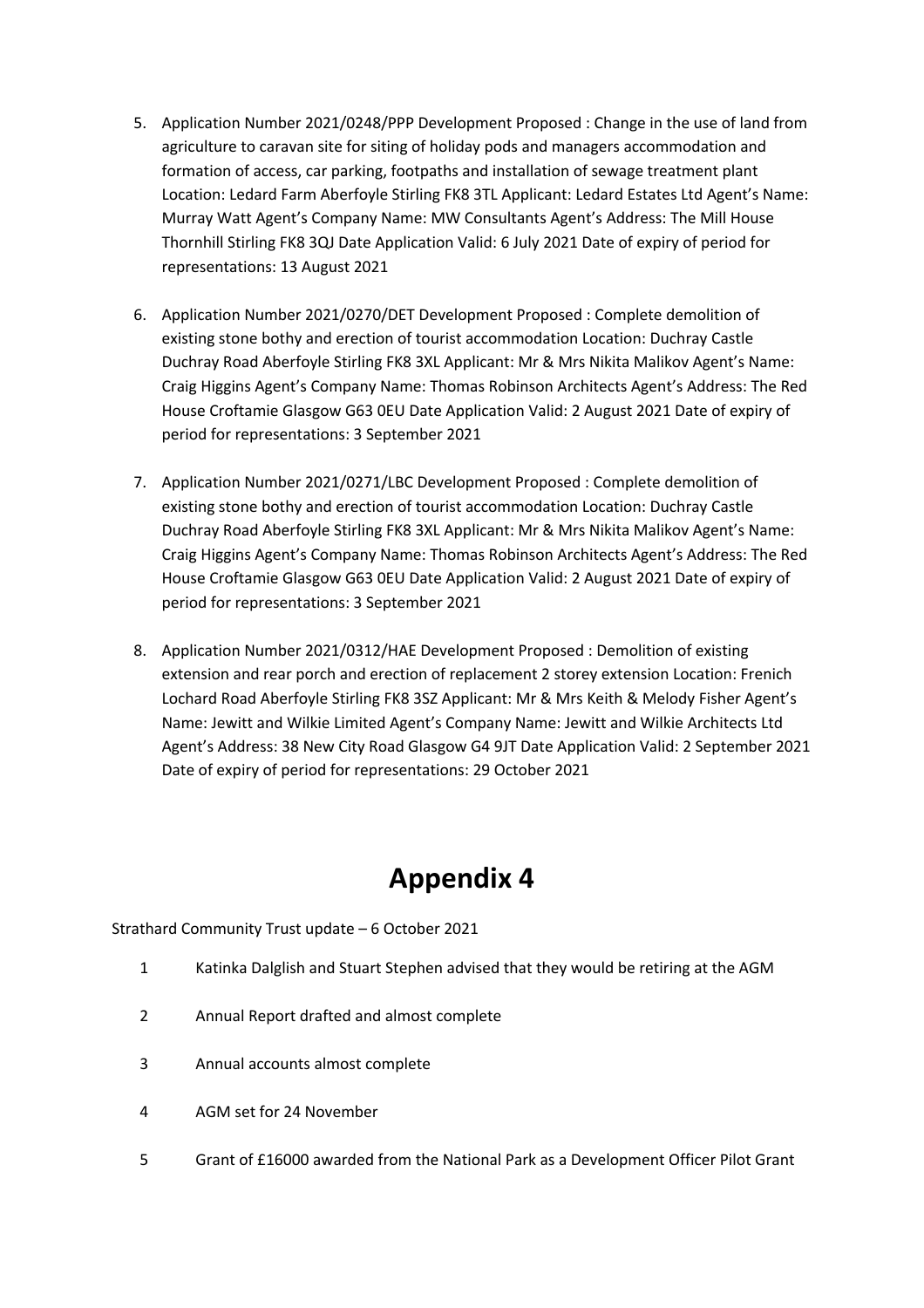5. Application Number 2021/0248/PPP Development Proposed : Change in the use of land from agriculture to caravan site for siting of holiday pods and managers accommodation and formation of access, car parking, footpaths and installation of sewage treatment plant Location: Ledard Farm Aberfoyle Stirling FK8 3TL Applicant: Ledard Estates Ltd Agent's Name: Murray Watt Agent's Company Name: MW Consultants Agent's Address: The Mill House Thornhill Stirling FK8 3QJ Date Application Valid: 6 July 2021 Date of expiry of period for representations: 13 August 2021

6. Application Number 2021/0270/DET Development Proposed : Complete demolition of existing stone bothy and erection of tourist accommodation Location: Duchray Castle Duchray Road Aberfoyle Stirling FK8 3XL Applicant: Mr & Mrs Nikita Malikov Agent's Name: Craig Higgins Agent's Company Name: Thomas Robinson Architects Agent's Address: The Red House Croftamie Glasgow G63 0EU Date Application Valid: 2 August 2021 Date of expiry of period for representations: 3 September 2021

7. Application Number 2021/0271/LBC Development Proposed : Complete demolition of existing stone bothy and erection of tourist accommodation Location: Duchray Castle Duchray Road Aberfoyle Stirling FK8 3XL Applicant: Mr & Mrs Nikita Malikov Agent's Name: Craig Higgins Agent's Company Name: Thomas Robinson Architects Agent's Address: The Red House Croftamie Glasgow G63 0EU Date Application Valid: 2 August 2021 Date of expiry of period for representations: 3 September 2021

8. Application Number 2021/0312/HAE Development Proposed : Demolition of existing extension and rear porch and erection of replacement 2 storey extension Location: Frenich Lochard Road Aberfoyle Stirling FK8 3SZ Applicant: Mr & Mrs Keith & Melody Fisher Agent's Name: Jewitt and Wilkie Limited Agent's Company Name: Jewitt and Wilkie Architects Ltd Agent's Address: 38 New City Road Glasgow G4 9JT Date Application Valid: 2 September 2021 Date of expiry of period for representations: 29 October 2021

# Appendix 4

Strathard Community Trust update – 6 October 2021

1. Katinka Dalglish and Stuart Stephen advised that they would be retiring at the AGM
2. Annual Report drafted and almost complete
3. Annual accounts almost complete
4. AGM set for 24 November
5. Grant of £16000 awarded from the National Park as a Development Officer Pilot Grant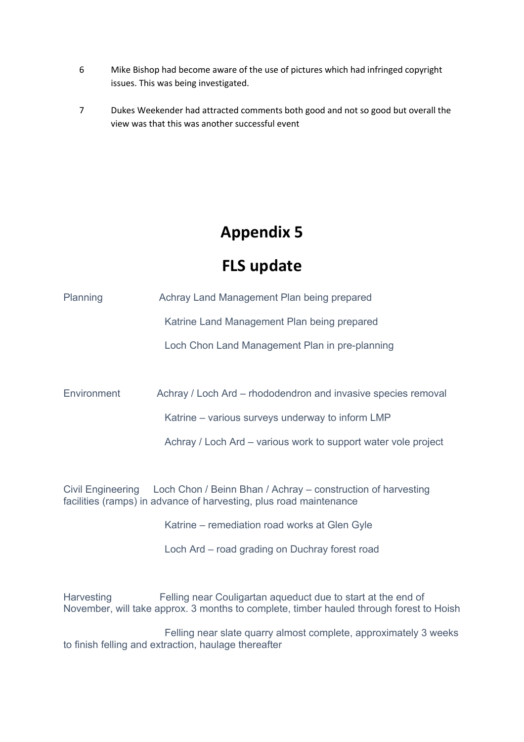6. Mike Bishop had become aware of the use of pictures which had infringed copyright issues. This was being investigated.

7. Dukes Weekender had attracted comments both good and not so good but overall the view was that this was another successful event

# Appendix 5

# FLS update

| | |
|---|---|
| Planning | Achray Land Management Plan being prepared |
| | Katrine Land Management Plan being prepared |
| | Loch Chon Land Management Plan in pre-planning |
| Environment | Achray / Loch Ard – rhododendron and invasive species removal |
| | Katrine – various surveys underway to inform LMP |
| | Achray / Loch Ard – various work to support water vole project |
| Civil Engineering | Loch Chon / Beinn Bhan / Achray – construction of harvesting facilities (ramps) in advance of harvesting, plus road maintenance |
| | Katrine – remediation road works at Glen Gyle |
| | Loch Ard – road grading on Duchray forest road |
| Harvesting | Felling near Couligartan aqueduct due to start at the end of November, will take approx. 3 months to complete, timber hauled through forest to Hoish |
| | Felling near slate quarry almost complete, approximately 3 weeks to finish felling and extraction, haulage thereafter |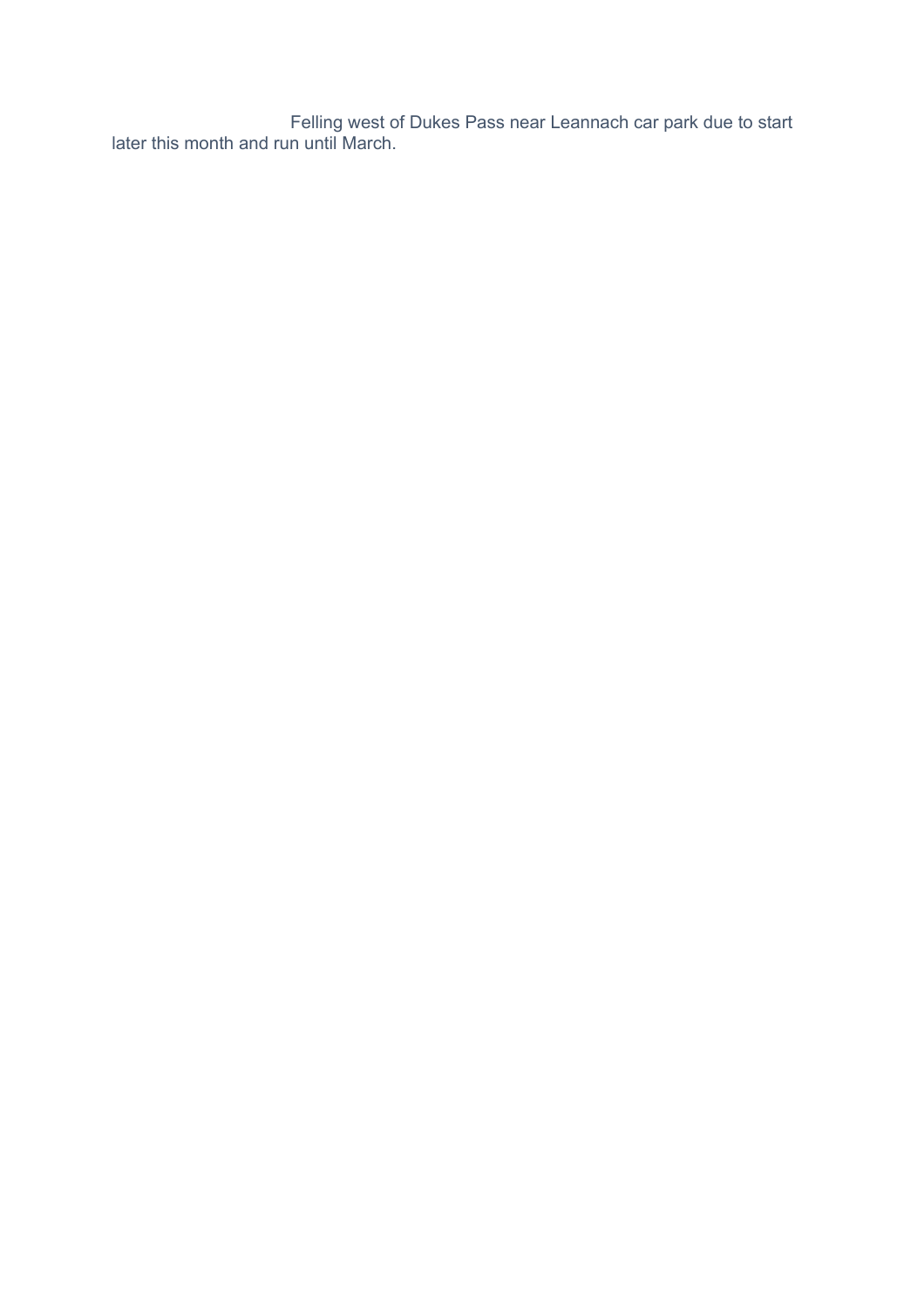Felling west of Dukes Pass near Leannach car park due to start later this month and run until March.